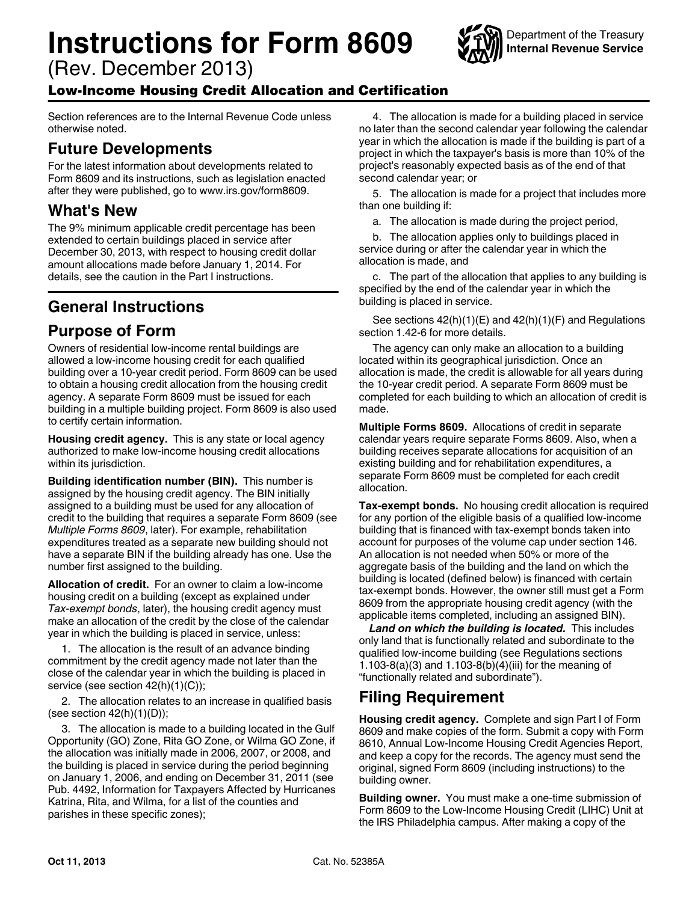# Instructions for Form 8609

(Rev. December 2013)

Department of the Treasury
**Internal Revenue Service**

## Low-Income Housing Credit Allocation and Certification

Section references are to the Internal Revenue Code unless otherwise noted.

## Future Developments

For the latest information about developments related to Form 8609 and its instructions, such as legislation enacted after they were published, go to www.irs.gov/form8609.

## What's New

The 9% minimum applicable credit percentage has been extended to certain buildings placed in service after December 30, 2013, with respect to housing credit dollar amount allocations made before January 1, 2014. For details, see the caution in the Part I instructions.

## General Instructions

## Purpose of Form

Owners of residential low-income rental buildings are allowed a low-income housing credit for each qualified building over a 10-year credit period. Form 8609 can be used to obtain a housing credit allocation from the housing credit agency. A separate Form 8609 must be issued for each building in a multiple building project. Form 8609 is also used to certify certain information.

**Housing credit agency.** This is any state or local agency authorized to make low-income housing credit allocations within its jurisdiction.

**Building identification number (BIN).** This number is assigned by the housing credit agency. The BIN initially assigned to a building must be used for any allocation of credit to the building that requires a separate Form 8609 (see *Multiple Forms 8609*, later). For example, rehabilitation expenditures treated as a separate new building should not have a separate BIN if the building already has one. Use the number first assigned to the building.

**Allocation of credit.** For an owner to claim a low-income housing credit on a building (except as explained under *Tax-exempt bonds*, later), the housing credit agency must make an allocation of the credit by the close of the calendar year in which the building is placed in service, unless:

1. The allocation is the result of an advance binding commitment by the credit agency made not later than the close of the calendar year in which the building is placed in service (see section 42(h)(1)(C));

2. The allocation relates to an increase in qualified basis (see section 42(h)(1)(D));

3. The allocation is made to a building located in the Gulf Opportunity (GO) Zone, Rita GO Zone, or Wilma GO Zone, if the allocation was initially made in 2006, 2007, or 2008, and the building is placed in service during the period beginning on January 1, 2006, and ending on December 31, 2011 (see Pub. 4492, Information for Taxpayers Affected by Hurricanes Katrina, Rita, and Wilma, for a list of the counties and parishes in these specific zones);

4. The allocation is made for a building placed in service no later than the second calendar year following the calendar year in which the allocation is made if the building is part of a project in which the taxpayer's basis is more than 10% of the project's reasonably expected basis as of the end of that second calendar year; or

5. The allocation is made for a project that includes more than one building if:

   a. The allocation is made during the project period,

   b. The allocation applies only to buildings placed in service during or after the calendar year in which the allocation is made, and

   c. The part of the allocation that applies to any building is specified by the end of the calendar year in which the building is placed in service.

See sections 42(h)(1)(E) and 42(h)(1)(F) and Regulations section 1.42-6 for more details.

The agency can only make an allocation to a building located within its geographical jurisdiction. Once an allocation is made, the credit is allowable for all years during the 10-year credit period. A separate Form 8609 must be completed for each building to which an allocation of credit is made.

**Multiple Forms 8609.** Allocations of credit in separate calendar years require separate Forms 8609. Also, when a building receives separate allocations for acquisition of an existing building and for rehabilitation expenditures, a separate Form 8609 must be completed for each credit allocation.

**Tax-exempt bonds.** No housing credit allocation is required for any portion of the eligible basis of a qualified low-income building that is financed with tax-exempt bonds taken into account for purposes of the volume cap under section 146. An allocation is not needed when 50% or more of the aggregate basis of the building and the land on which the building is located (defined below) is financed with certain tax-exempt bonds. However, the owner still must get a Form 8609 from the appropriate housing credit agency (with the applicable items completed, including an assigned BIN).

***Land on which the building is located.*** This includes only land that is functionally related and subordinate to the qualified low-income building (see Regulations sections 1.103-8(a)(3) and 1.103-8(b)(4)(iii) for the meaning of "functionally related and subordinate").

## Filing Requirement

**Housing credit agency.** Complete and sign Part I of Form 8609 and make copies of the form. Submit a copy with Form 8610, Annual Low-Income Housing Credit Agencies Report, and keep a copy for the records. The agency must send the original, signed Form 8609 (including instructions) to the building owner.

**Building owner.** You must make a one-time submission of Form 8609 to the Low-Income Housing Credit (LIHC) Unit at the IRS Philadelphia campus. After making a copy of the

Oct 11, 2013 Cat. No. 52385A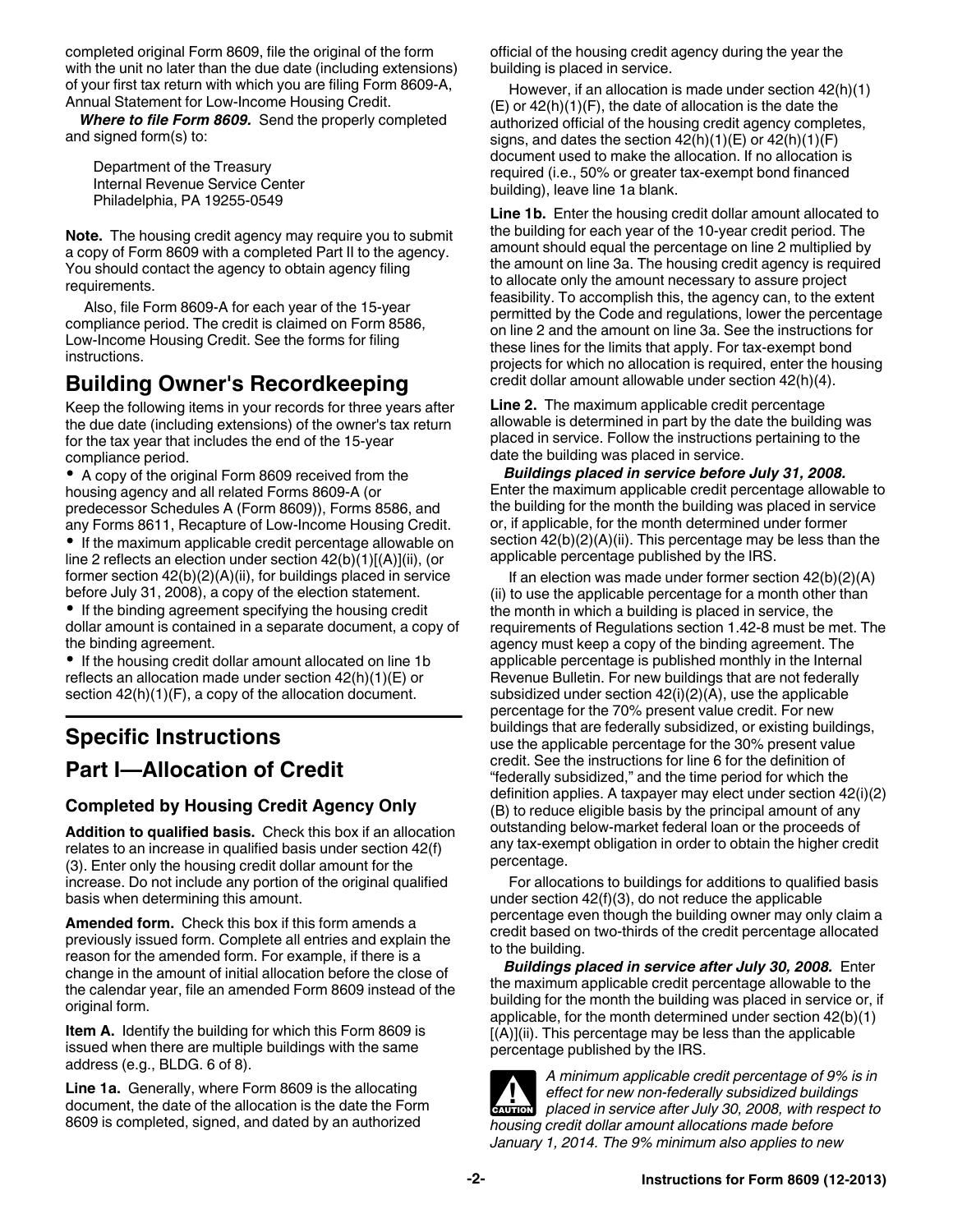completed original Form 8609, file the original of the form with the unit no later than the due date (including extensions) of your first tax return with which you are filing Form 8609-A, Annual Statement for Low-Income Housing Credit.

***Where to file Form 8609.*** Send the properly completed and signed form(s) to:

Department of the Treasury
Internal Revenue Service Center
Philadelphia, PA 19255-0549

**Note.** The housing credit agency may require you to submit a copy of Form 8609 with a completed Part II to the agency. You should contact the agency to obtain agency filing requirements.

Also, file Form 8609-A for each year of the 15-year compliance period. The credit is claimed on Form 8586, Low-Income Housing Credit. See the forms for filing instructions.

## Building Owner's Recordkeeping

Keep the following items in your records for three years after the due date (including extensions) of the owner's tax return for the tax year that includes the end of the 15-year compliance period.

- A copy of the original Form 8609 received from the housing agency and all related Forms 8609-A (or predecessor Schedules A (Form 8609)), Forms 8586, and any Forms 8611, Recapture of Low-Income Housing Credit.
- If the maximum applicable credit percentage allowable on line 2 reflects an election under section 42(b)(1)[(A)](ii), (or former section 42(b)(2)(A)(ii), for buildings placed in service before July 31, 2008), a copy of the election statement.
- If the binding agreement specifying the housing credit dollar amount is contained in a separate document, a copy of the binding agreement.
- If the housing credit dollar amount allocated on line 1b reflects an allocation made under section 42(h)(1)(E) or section 42(h)(1)(F), a copy of the allocation document.

# Specific Instructions

## Part I—Allocation of Credit

### Completed by Housing Credit Agency Only

**Addition to qualified basis.** Check this box if an allocation relates to an increase in qualified basis under section 42(f)(3). Enter only the housing credit dollar amount for the increase. Do not include any portion of the original qualified basis when determining this amount.

**Amended form.** Check this box if this form amends a previously issued form. Complete all entries and explain the reason for the amended form. For example, if there is a change in the amount of initial allocation before the close of the calendar year, file an amended Form 8609 instead of the original form.

**Item A.** Identify the building for which this Form 8609 is issued when there are multiple buildings with the same address (e.g., BLDG. 6 of 8).

**Line 1a.** Generally, where Form 8609 is the allocating document, the date of the allocation is the date the Form 8609 is completed, signed, and dated by an authorized official of the housing credit agency during the year the building is placed in service.

However, if an allocation is made under section 42(h)(1)(E) or 42(h)(1)(F), the date of allocation is the date the authorized official of the housing credit agency completes, signs, and dates the section 42(h)(1)(E) or 42(h)(1)(F) document used to make the allocation. If no allocation is required (i.e., 50% or greater tax-exempt bond financed building), leave line 1a blank.

**Line 1b.** Enter the housing credit dollar amount allocated to the building for each year of the 10-year credit period. The amount should equal the percentage on line 2 multiplied by the amount on line 3a. The housing credit agency is required to allocate only the amount necessary to assure project feasibility. To accomplish this, the agency can, to the extent permitted by the Code and regulations, lower the percentage on line 2 and the amount on line 3a. See the instructions for these lines for the limits that apply. For tax-exempt bond projects for which no allocation is required, enter the housing credit dollar amount allowable under section 42(h)(4).

**Line 2.** The maximum applicable credit percentage allowable is determined in part by the date the building was placed in service. Follow the instructions pertaining to the date the building was placed in service.

***Buildings placed in service before July 31, 2008.*** Enter the maximum applicable credit percentage allowable to the building for the month the building was placed in service or, if applicable, for the month determined under former section 42(b)(2)(A)(ii). This percentage may be less than the applicable percentage published by the IRS.

If an election was made under former section 42(b)(2)(A)(ii) to use the applicable percentage for a month other than the month in which a building is placed in service, the requirements of Regulations section 1.42-8 must be met. The agency must keep a copy of the binding agreement. The applicable percentage is published monthly in the Internal Revenue Bulletin. For new buildings that are not federally subsidized under section 42(i)(2)(A), use the applicable percentage for the 70% present value credit. For new buildings that are federally subsidized, or existing buildings, use the applicable percentage for the 30% present value credit. See the instructions for line 6 for the definition of "federally subsidized," and the time period for which the definition applies. A taxpayer may elect under section 42(i)(2)(B) to reduce eligible basis by the principal amount of any outstanding below-market federal loan or the proceeds of any tax-exempt obligation in order to obtain the higher credit percentage.

For allocations to buildings for additions to qualified basis under section 42(f)(3), do not reduce the applicable percentage even though the building owner may only claim a credit based on two-thirds of the credit percentage allocated to the building.

***Buildings placed in service after July 30, 2008.*** Enter the maximum applicable credit percentage allowable to the building for the month the building was placed in service or, if applicable, for the month determined under section 42(b)(1)[(A)](ii). This percentage may be less than the applicable percentage published by the IRS.

**CAUTION** *A minimum applicable credit percentage of 9% is in effect for new non-federally subsidized buildings placed in service after July 30, 2008, with respect to housing credit dollar amount allocations made before January 1, 2014. The 9% minimum also applies to new*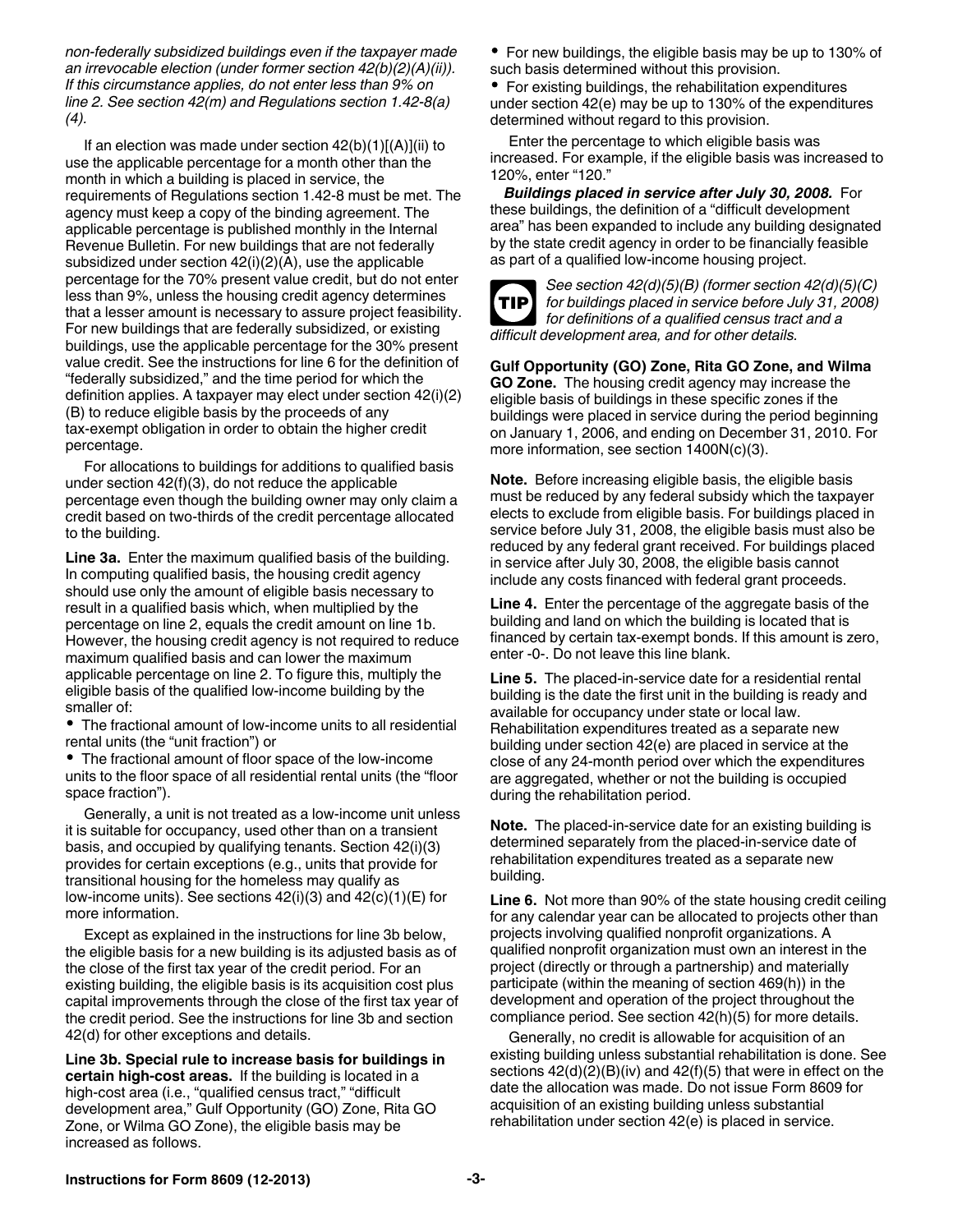*non-federally subsidized buildings even if the taxpayer made an irrevocable election (under former section 42(b)(2)(A)(ii)). If this circumstance applies, do not enter less than 9% on line 2. See section 42(m) and Regulations section 1.42-8(a)(4).*

If an election was made under section 42(b)(1)[(A)](ii) to use the applicable percentage for a month other than the month in which a building is placed in service, the requirements of Regulations section 1.42-8 must be met. The agency must keep a copy of the binding agreement. The applicable percentage is published monthly in the Internal Revenue Bulletin. For new buildings that are not federally subsidized under section 42(i)(2)(A), use the applicable percentage for the 70% present value credit, but do not enter less than 9%, unless the housing credit agency determines that a lesser amount is necessary to assure project feasibility. For new buildings that are federally subsidized, or existing buildings, use the applicable percentage for the 30% present value credit. See the instructions for line 6 for the definition of "federally subsidized," and the time period for which the definition applies. A taxpayer may elect under section 42(i)(2)(B) to reduce eligible basis by the proceeds of any tax-exempt obligation in order to obtain the higher credit percentage.

For allocations to buildings for additions to qualified basis under section 42(f)(3), do not reduce the applicable percentage even though the building owner may only claim a credit based on two-thirds of the credit percentage allocated to the building.

**Line 3a.** Enter the maximum qualified basis of the building. In computing qualified basis, the housing credit agency should use only the amount of eligible basis necessary to result in a qualified basis which, when multiplied by the percentage on line 2, equals the credit amount on line 1b. However, the housing credit agency is not required to reduce maximum qualified basis and can lower the maximum applicable percentage on line 2. To figure this, multiply the eligible basis of the qualified low-income building by the smaller of:

- The fractional amount of low-income units to all residential rental units (the "unit fraction") or
- The fractional amount of floor space of the low-income units to the floor space of all residential rental units (the "floor space fraction").

Generally, a unit is not treated as a low-income unit unless it is suitable for occupancy, used other than on a transient basis, and occupied by qualifying tenants. Section 42(i)(3) provides for certain exceptions (e.g., units that provide for transitional housing for the homeless may qualify as low-income units). See sections 42(i)(3) and 42(c)(1)(E) for more information.

Except as explained in the instructions for line 3b below, the eligible basis for a new building is its adjusted basis as of the close of the first tax year of the credit period. For an existing building, the eligible basis is its acquisition cost plus capital improvements through the close of the first tax year of the credit period. See the instructions for line 3b and section 42(d) for other exceptions and details.

**Line 3b. Special rule to increase basis for buildings in certain high-cost areas.** If the building is located in a high-cost area (i.e., "qualified census tract," "difficult development area," Gulf Opportunity (GO) Zone, Rita GO Zone, or Wilma GO Zone), the eligible basis may be increased as follows.

- For new buildings, the eligible basis may be up to 130% of such basis determined without this provision.
- For existing buildings, the rehabilitation expenditures under section 42(e) may be up to 130% of the expenditures determined without regard to this provision.

Enter the percentage to which eligible basis was increased. For example, if the eligible basis was increased to 120%, enter "120."

***Buildings placed in service after July 30, 2008.*** For these buildings, the definition of a "difficult development area" has been expanded to include any building designated by the state credit agency in order to be financially feasible as part of a qualified low-income housing project.

**TIP** *See section 42(d)(5)(B) (former section 42(d)(5)(C) for buildings placed in service before July 31, 2008) for definitions of a qualified census tract and a difficult development area, and for other details.*

**Gulf Opportunity (GO) Zone, Rita GO Zone, and Wilma GO Zone.** The housing credit agency may increase the eligible basis of buildings in these specific zones if the buildings were placed in service during the period beginning on January 1, 2006, and ending on December 31, 2010. For more information, see section 1400N(c)(3).

**Note.** Before increasing eligible basis, the eligible basis must be reduced by any federal subsidy which the taxpayer elects to exclude from eligible basis. For buildings placed in service before July 31, 2008, the eligible basis must also be reduced by any federal grant received. For buildings placed in service after July 30, 2008, the eligible basis cannot include any costs financed with federal grant proceeds.

**Line 4.** Enter the percentage of the aggregate basis of the building and land on which the building is located that is financed by certain tax-exempt bonds. If this amount is zero, enter -0-. Do not leave this line blank.

**Line 5.** The placed-in-service date for a residential rental building is the date the first unit in the building is ready and available for occupancy under state or local law. Rehabilitation expenditures treated as a separate new building under section 42(e) are placed in service at the close of any 24-month period over which the expenditures are aggregated, whether or not the building is occupied during the rehabilitation period.

**Note.** The placed-in-service date for an existing building is determined separately from the placed-in-service date of rehabilitation expenditures treated as a separate new building.

**Line 6.** Not more than 90% of the state housing credit ceiling for any calendar year can be allocated to projects other than projects involving qualified nonprofit organizations. A qualified nonprofit organization must own an interest in the project (directly or through a partnership) and materially participate (within the meaning of section 469(h)) in the development and operation of the project throughout the compliance period. See section 42(h)(5) for more details.

Generally, no credit is allowable for acquisition of an existing building unless substantial rehabilitation is done. See sections 42(d)(2)(B)(iv) and 42(f)(5) that were in effect on the date the allocation was made. Do not issue Form 8609 for acquisition of an existing building unless substantial rehabilitation under section 42(e) is placed in service.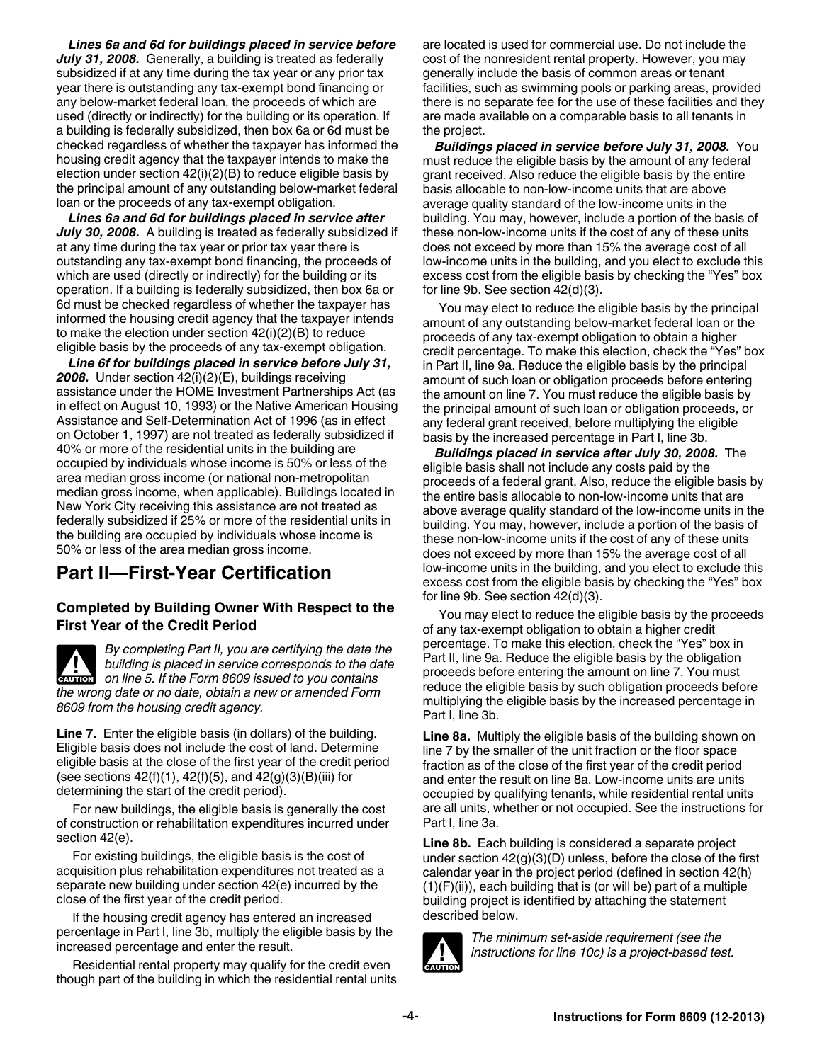***Lines 6a and 6d for buildings placed in service before July 31, 2008.*** Generally, a building is treated as federally subsidized if at any time during the tax year or any prior tax year there is outstanding any tax-exempt bond financing or any below-market federal loan, the proceeds of which are used (directly or indirectly) for the building or its operation. If a building is federally subsidized, then box 6a or 6d must be checked regardless of whether the taxpayer has informed the housing credit agency that the taxpayer intends to make the election under section 42(i)(2)(B) to reduce eligible basis by the principal amount of any outstanding below-market federal loan or the proceeds of any tax-exempt obligation.

***Lines 6a and 6d for buildings placed in service after July 30, 2008.*** A building is treated as federally subsidized if at any time during the tax year or prior tax year there is outstanding any tax-exempt bond financing, the proceeds of which are used (directly or indirectly) for the building or its operation. If a building is federally subsidized, then box 6a or 6d must be checked regardless of whether the taxpayer has informed the housing credit agency that the taxpayer intends to make the election under section 42(i)(2)(B) to reduce eligible basis by the proceeds of any tax-exempt obligation.

***Line 6f for buildings placed in service before July 31, 2008.*** Under section 42(i)(2)(E), buildings receiving assistance under the HOME Investment Partnerships Act (as in effect on August 10, 1993) or the Native American Housing Assistance and Self-Determination Act of 1996 (as in effect on October 1, 1997) are not treated as federally subsidized if 40% or more of the residential units in the building are occupied by individuals whose income is 50% or less of the area median gross income (or national non-metropolitan median gross income, when applicable). Buildings located in New York City receiving this assistance are not treated as federally subsidized if 25% or more of the residential units in the building are occupied by individuals whose income is 50% or less of the area median gross income.

## Part II—First-Year Certification

### Completed by Building Owner With Respect to the First Year of the Credit Period

**CAUTION** *By completing Part II, you are certifying the date the building is placed in service corresponds to the date on line 5. If the Form 8609 issued to you contains the wrong date or no date, obtain a new or amended Form 8609 from the housing credit agency.*

**Line 7.** Enter the eligible basis (in dollars) of the building. Eligible basis does not include the cost of land. Determine eligible basis at the close of the first year of the credit period (see sections 42(f)(1), 42(f)(5), and 42(g)(3)(B)(iii) for determining the start of the credit period).

For new buildings, the eligible basis is generally the cost of construction or rehabilitation expenditures incurred under section 42(e).

For existing buildings, the eligible basis is the cost of acquisition plus rehabilitation expenditures not treated as a separate new building under section 42(e) incurred by the close of the first year of the credit period.

If the housing credit agency has entered an increased percentage in Part I, line 3b, multiply the eligible basis by the increased percentage and enter the result.

Residential rental property may qualify for the credit even though part of the building in which the residential rental units are located is used for commercial use. Do not include the cost of the nonresident rental property. However, you may generally include the basis of common areas or tenant facilities, such as swimming pools or parking areas, provided there is no separate fee for the use of these facilities and they are made available on a comparable basis to all tenants in the project.

***Buildings placed in service before July 31, 2008.*** You must reduce the eligible basis by the amount of any federal grant received. Also reduce the eligible basis by the entire basis allocable to non-low-income units that are above average quality standard of the low-income units in the building. You may, however, include a portion of the basis of these non-low-income units if the cost of any of these units does not exceed by more than 15% the average cost of all low-income units in the building, and you elect to exclude this excess cost from the eligible basis by checking the "Yes" box for line 9b. See section 42(d)(3).

You may elect to reduce the eligible basis by the principal amount of any outstanding below-market federal loan or the proceeds of any tax-exempt obligation to obtain a higher credit percentage. To make this election, check the "Yes" box in Part II, line 9a. Reduce the eligible basis by the principal amount of such loan or obligation proceeds before entering the amount on line 7. You must reduce the eligible basis by the principal amount of such loan or obligation proceeds, or any federal grant received, before multiplying the eligible basis by the increased percentage in Part I, line 3b.

***Buildings placed in service after July 30, 2008.*** The eligible basis shall not include any costs paid by the proceeds of a federal grant. Also, reduce the eligible basis by the entire basis allocable to non-low-income units that are above average quality standard of the low-income units in the building. You may, however, include a portion of the basis of these non-low-income units if the cost of any of these units does not exceed by more than 15% the average cost of all low-income units in the building, and you elect to exclude this excess cost from the eligible basis by checking the "Yes" box for line 9b. See section 42(d)(3).

You may elect to reduce the eligible basis by the proceeds of any tax-exempt obligation to obtain a higher credit percentage. To make this election, check the "Yes" box in Part II, line 9a. Reduce the eligible basis by the obligation proceeds before entering the amount on line 7. You must reduce the eligible basis by such obligation proceeds before multiplying the eligible basis by the increased percentage in Part I, line 3b.

**Line 8a.** Multiply the eligible basis of the building shown on line 7 by the smaller of the unit fraction or the floor space fraction as of the close of the first year of the credit period and enter the result on line 8a. Low-income units are units occupied by qualifying tenants, while residential rental units are all units, whether or not occupied. See the instructions for Part I, line 3a.

**Line 8b.** Each building is considered a separate project under section 42(g)(3)(D) unless, before the close of the first calendar year in the project period (defined in section 42(h)(1)(F)(ii)), each building that is (or will be) part of a multiple building project is identified by attaching the statement described below.

**CAUTION** *The minimum set-aside requirement (see the instructions for line 10c) is a project-based test.*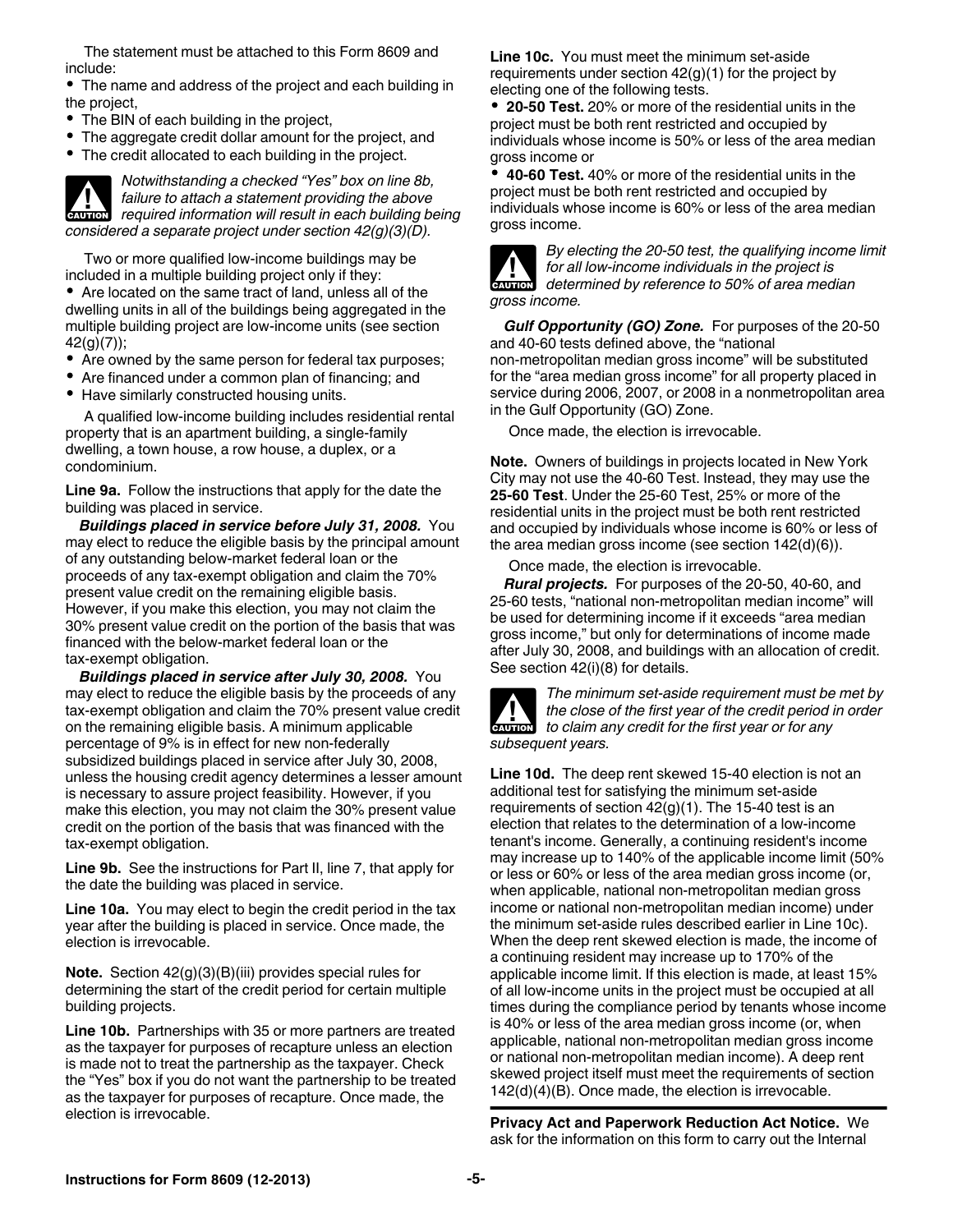The statement must be attached to this Form 8609 and include:

- The name and address of the project and each building in the project,
- The BIN of each building in the project,
- The aggregate credit dollar amount for the project, and
- The credit allocated to each building in the project.

**CAUTION** *Notwithstanding a checked "Yes" box on line 8b, failure to attach a statement providing the above required information will result in each building being considered a separate project under section 42(g)(3)(D).*

Two or more qualified low-income buildings may be included in a multiple building project only if they:

- Are located on the same tract of land, unless all of the dwelling units in all of the buildings being aggregated in the multiple building project are low-income units (see section 42(g)(7));
- Are owned by the same person for federal tax purposes;
- Are financed under a common plan of financing; and
- Have similarly constructed housing units.

A qualified low-income building includes residential rental property that is an apartment building, a single-family dwelling, a town house, a row house, a duplex, or a condominium.

**Line 9a.** Follow the instructions that apply for the date the building was placed in service.

***Buildings placed in service before July 31, 2008.*** You may elect to reduce the eligible basis by the principal amount of any outstanding below-market federal loan or the proceeds of any tax-exempt obligation and claim the 70% present value credit on the remaining eligible basis. However, if you make this election, you may not claim the 30% present value credit on the portion of the basis that was financed with the below-market federal loan or the tax-exempt obligation.

***Buildings placed in service after July 30, 2008.*** You may elect to reduce the eligible basis by the proceeds of any tax-exempt obligation and claim the 70% present value credit on the remaining eligible basis. A minimum applicable percentage of 9% is in effect for new non-federally subsidized buildings placed in service after July 30, 2008, unless the housing credit agency determines a lesser amount is necessary to assure project feasibility. However, if you make this election, you may not claim the 30% present value credit on the portion of the basis that was financed with the tax-exempt obligation.

**Line 9b.** See the instructions for Part II, line 7, that apply for the date the building was placed in service.

**Line 10a.** You may elect to begin the credit period in the tax year after the building is placed in service. Once made, the election is irrevocable.

**Note.** Section 42(g)(3)(B)(iii) provides special rules for determining the start of the credit period for certain multiple building projects.

**Line 10b.** Partnerships with 35 or more partners are treated as the taxpayer for purposes of recapture unless an election is made not to treat the partnership as the taxpayer. Check the "Yes" box if you do not want the partnership to be treated as the taxpayer for purposes of recapture. Once made, the election is irrevocable.

**Line 10c.** You must meet the minimum set-aside requirements under section 42(g)(1) for the project by electing one of the following tests.

- **20-50 Test.** 20% or more of the residential units in the project must be both rent restricted and occupied by individuals whose income is 50% or less of the area median gross income or
- **40-60 Test.** 40% or more of the residential units in the project must be both rent restricted and occupied by individuals whose income is 60% or less of the area median gross income.

**CAUTION** *By electing the 20-50 test, the qualifying income limit for all low-income individuals in the project is determined by reference to 50% of area median gross income.*

***Gulf Opportunity (GO) Zone.*** For purposes of the 20-50 and 40-60 tests defined above, the "national non-metropolitan median gross income" will be substituted for the "area median gross income" for all property placed in service during 2006, 2007, or 2008 in a nonmetropolitan area in the Gulf Opportunity (GO) Zone.

Once made, the election is irrevocable.

**Note.** Owners of buildings in projects located in New York City may not use the 40-60 Test. Instead, they may use the **25-60 Test**. Under the 25-60 Test, 25% or more of the residential units in the project must be both rent restricted and occupied by individuals whose income is 60% or less of the area median gross income (see section 142(d)(6)).

Once made, the election is irrevocable.

***Rural projects.*** For purposes of the 20-50, 40-60, and 25-60 tests, "national non-metropolitan median income" will be used for determining income if it exceeds "area median gross income," but only for determinations of income made after July 30, 2008, and buildings with an allocation of credit. See section 42(i)(8) for details.

**CAUTION** *The minimum set-aside requirement must be met by the close of the first year of the credit period in order to claim any credit for the first year or for any subsequent years.*

**Line 10d.** The deep rent skewed 15-40 election is not an additional test for satisfying the minimum set-aside requirements of section 42(g)(1). The 15-40 test is an election that relates to the determination of a low-income tenant's income. Generally, a continuing resident's income may increase up to 140% of the applicable income limit (50% or less or 60% or less of the area median gross income (or, when applicable, national non-metropolitan median gross income or national non-metropolitan median income) under the minimum set-aside rules described earlier in Line 10c). When the deep rent skewed election is made, the income of a continuing resident may increase up to 170% of the applicable income limit. If this election is made, at least 15% of all low-income units in the project must be occupied at all times during the compliance period by tenants whose income is 40% or less of the area median gross income (or, when applicable, national non-metropolitan median gross income or national non-metropolitan median income). A deep rent skewed project itself must meet the requirements of section 142(d)(4)(B). Once made, the election is irrevocable.

**Privacy Act and Paperwork Reduction Act Notice.** We ask for the information on this form to carry out the Internal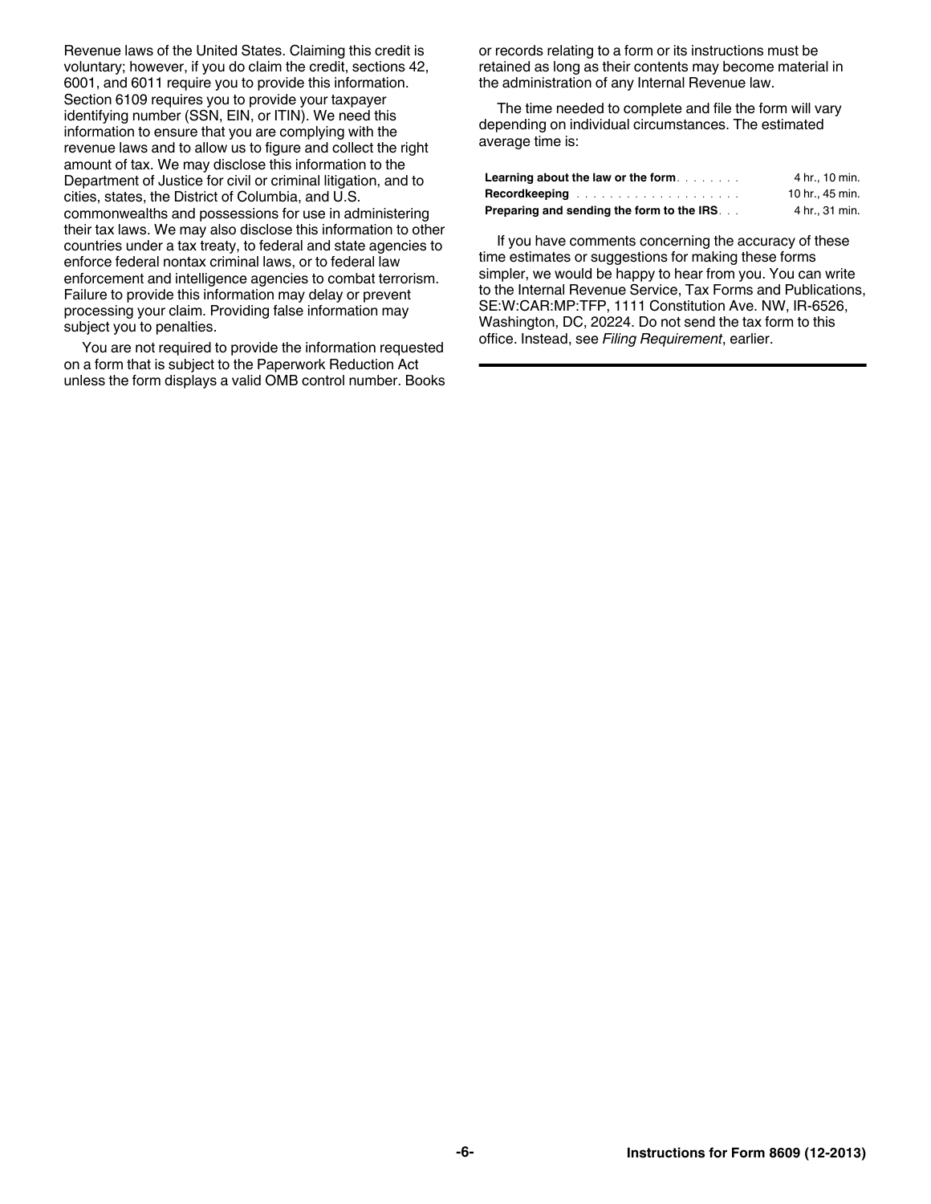Revenue laws of the United States. Claiming this credit is voluntary; however, if you do claim the credit, sections 42, 6001, and 6011 require you to provide this information. Section 6109 requires you to provide your taxpayer identifying number (SSN, EIN, or ITIN). We need this information to ensure that you are complying with the revenue laws and to allow us to figure and collect the right amount of tax. We may disclose this information to the Department of Justice for civil or criminal litigation, and to cities, states, the District of Columbia, and U.S. commonwealths and possessions for use in administering their tax laws. We may also disclose this information to other countries under a tax treaty, to federal and state agencies to enforce federal nontax criminal laws, or to federal law enforcement and intelligence agencies to combat terrorism. Failure to provide this information may delay or prevent processing your claim. Providing false information may subject you to penalties.

You are not required to provide the information requested on a form that is subject to the Paperwork Reduction Act unless the form displays a valid OMB control number. Books or records relating to a form or its instructions must be retained as long as their contents may become material in the administration of any Internal Revenue law.

The time needed to complete and file the form will vary depending on individual circumstances. The estimated average time is:

| | |
|---|---|
| **Learning about the law or the form** | 4 hr., 10 min. |
| **Recordkeeping** | 10 hr., 45 min. |
| **Preparing and sending the form to the IRS** | 4 hr., 31 min. |

If you have comments concerning the accuracy of these time estimates or suggestions for making these forms simpler, we would be happy to hear from you. You can write to the Internal Revenue Service, Tax Forms and Publications, SE:W:CAR:MP:TFP, 1111 Constitution Ave. NW, IR-6526, Washington, DC, 20224. Do not send the tax form to this office. Instead, see *Filing Requirement*, earlier.